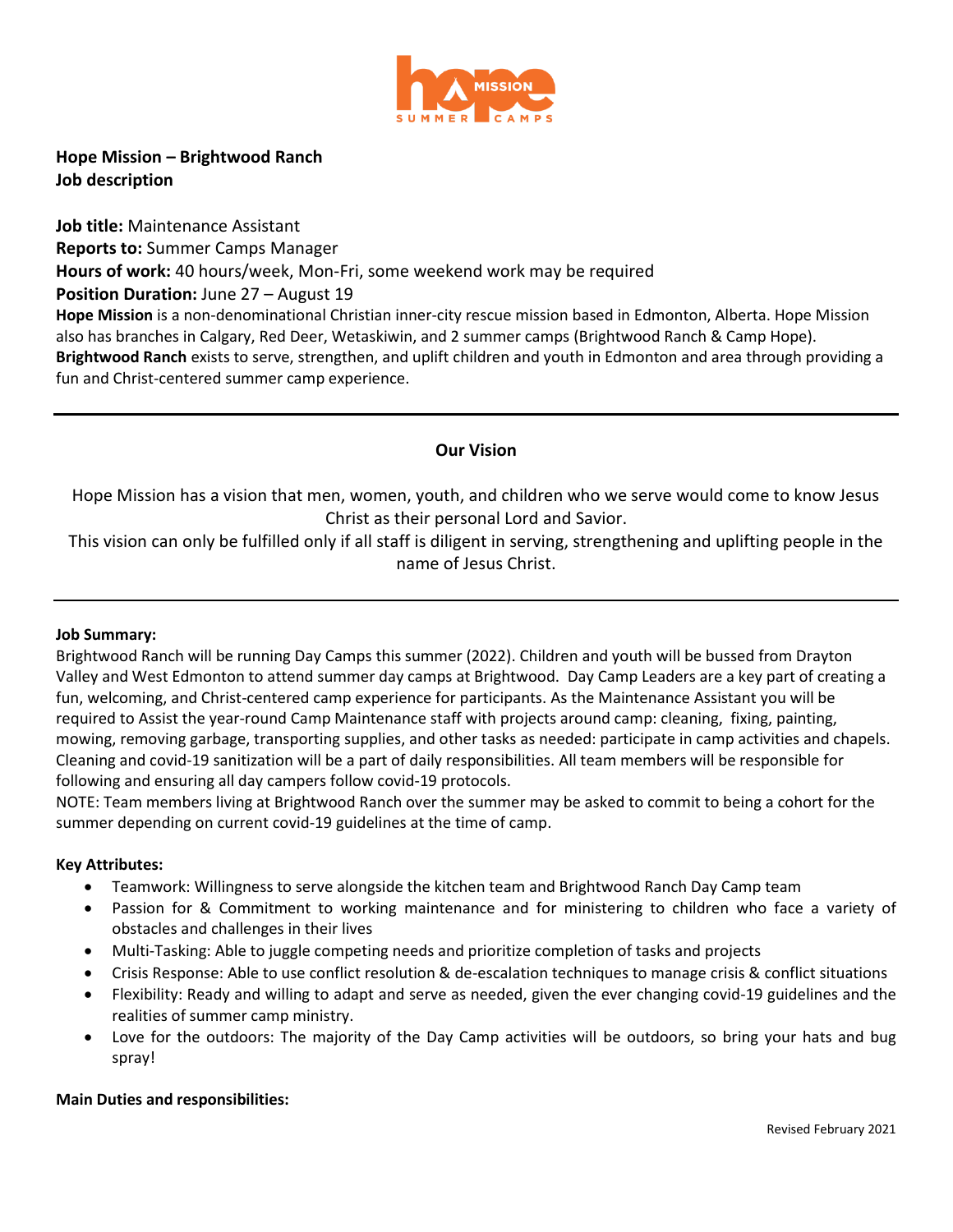**Hope Mission – Brightwood Ranch**
**Job description**

**Job title:** Maintenance Assistant
**Reports to:** Summer Camps Manager
**Hours of work:** 40 hours/week, Mon-Fri, some weekend work may be required
**Position Duration:** June 27 – August 19
**Hope Mission** is a non-denominational Christian inner-city rescue mission based in Edmonton, Alberta. Hope Mission also has branches in Calgary, Red Deer, Wetaskiwin, and 2 summer camps (Brightwood Ranch & Camp Hope).
**Brightwood Ranch** exists to serve, strengthen, and uplift children and youth in Edmonton and area through providing a fun and Christ-centered summer camp experience.

---

## Our Vision

Hope Mission has a vision that men, women, youth, and children who we serve would come to know Jesus Christ as their personal Lord and Savior.
This vision can only be fulfilled only if all staff is diligent in serving, strengthening and uplifting people in the name of Jesus Christ.

---

**Job Summary:**
Brightwood Ranch will be running Day Camps this summer (2022). Children and youth will be bussed from Drayton Valley and West Edmonton to attend summer day camps at Brightwood. Day Camp Leaders are a key part of creating a fun, welcoming, and Christ-centered camp experience for participants. As the Maintenance Assistant you will be required to Assist the year-round Camp Maintenance staff with projects around camp: cleaning, fixing, painting, mowing, removing garbage, transporting supplies, and other tasks as needed: participate in camp activities and chapels. Cleaning and covid-19 sanitization will be a part of daily responsibilities. All team members will be responsible for following and ensuring all day campers follow covid-19 protocols.
NOTE: Team members living at Brightwood Ranch over the summer may be asked to commit to being a cohort for the summer depending on current covid-19 guidelines at the time of camp.

**Key Attributes:**

- Teamwork: Willingness to serve alongside the kitchen team and Brightwood Ranch Day Camp team
- Passion for & Commitment to working maintenance and for ministering to children who face a variety of obstacles and challenges in their lives
- Multi-Tasking: Able to juggle competing needs and prioritize completion of tasks and projects
- Crisis Response: Able to use conflict resolution & de-escalation techniques to manage crisis & conflict situations
- Flexibility: Ready and willing to adapt and serve as needed, given the ever changing covid-19 guidelines and the realities of summer camp ministry.
- Love for the outdoors: The majority of the Day Camp activities will be outdoors, so bring your hats and bug spray!

**Main Duties and responsibilities:**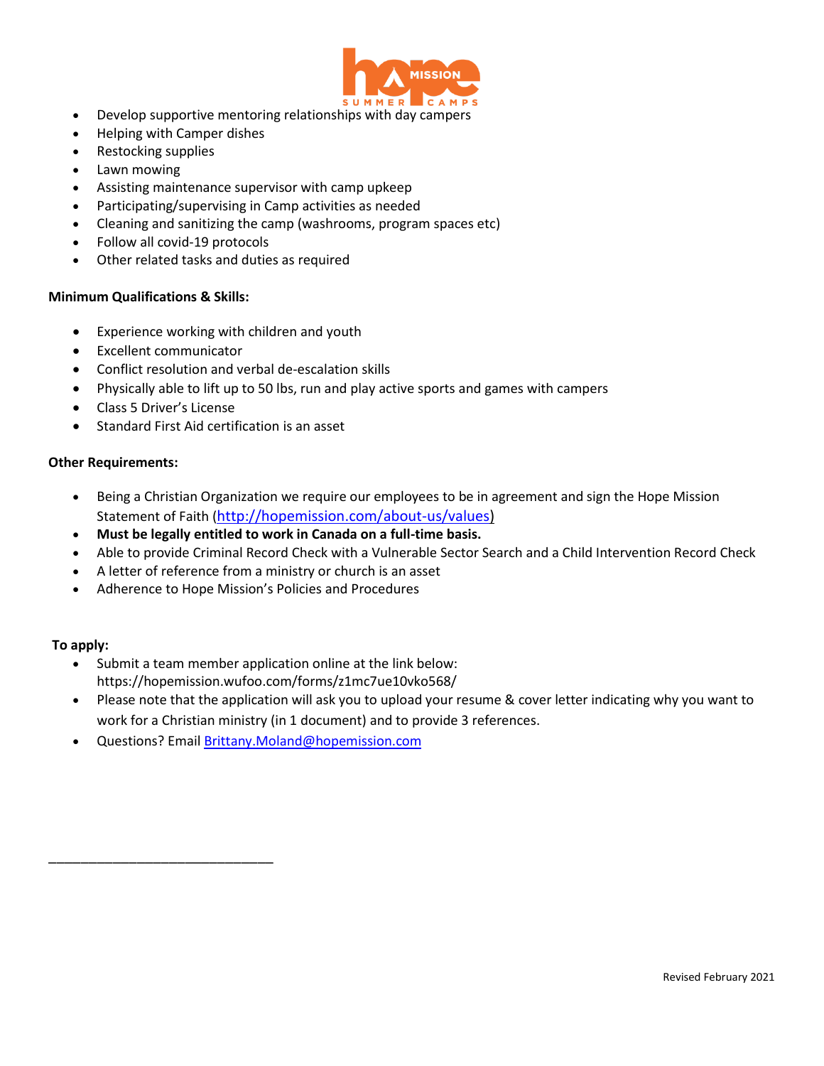- Develop supportive mentoring relationships with day campers
- Helping with Camper dishes
- Restocking supplies
- Lawn mowing
- Assisting maintenance supervisor with camp upkeep
- Participating/supervising in Camp activities as needed
- Cleaning and sanitizing the camp (washrooms, program spaces etc)
- Follow all covid-19 protocols
- Other related tasks and duties as required

**Minimum Qualifications & Skills:**

- Experience working with children and youth
- Excellent communicator
- Conflict resolution and verbal de-escalation skills
- Physically able to lift up to 50 lbs, run and play active sports and games with campers
- Class 5 Driver's License
- Standard First Aid certification is an asset

**Other Requirements:**

- Being a Christian Organization we require our employees to be in agreement and sign the Hope Mission Statement of Faith (http://hopemission.com/about-us/values)
- **Must be legally entitled to work in Canada on a full-time basis.**
- Able to provide Criminal Record Check with a Vulnerable Sector Search and a Child Intervention Record Check
- A letter of reference from a ministry or church is an asset
- Adherence to Hope Mission's Policies and Procedures

**To apply:**

- Submit a team member application online at the link below: https://hopemission.wufoo.com/forms/z1mc7ue10vko568/
- Please note that the application will ask you to upload your resume & cover letter indicating why you want to work for a Christian ministry (in 1 document) and to provide 3 references.
- Questions? Email Brittany.Moland@hopemission.com

______________________________

Revised February 2021